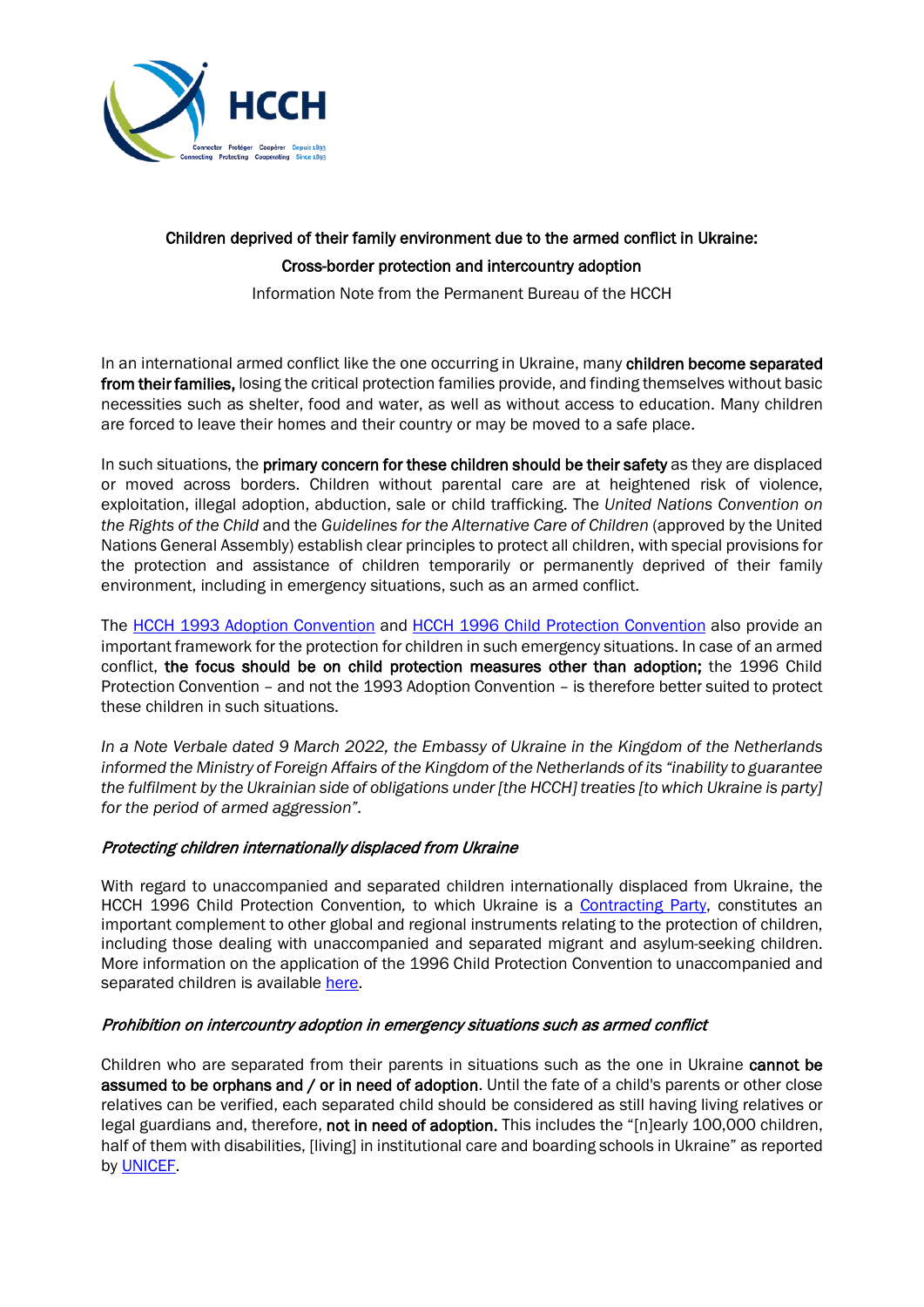**Children deprived of their family environment due to the armed conflict in Ukraine:**

**Cross-border protection and intercountry adoption**

Information Note from the Permanent Bureau of the HCCH

In an international armed conflict like the one occurring in Ukraine, many **children become separated from their families,** losing the critical protection families provide, and finding themselves without basic necessities such as shelter, food and water, as well as without access to education. Many children are forced to leave their homes and their country or may be moved to a safe place.

In such situations, the **primary concern for these children should be their safety** as they are displaced or moved across borders. Children without parental care are at heightened risk of violence, exploitation, illegal adoption, abduction, sale or child trafficking. The *United Nations Convention on the Rights of the Child* and the *Guidelines for the Alternative Care of Children* (approved by the United Nations General Assembly) establish clear principles to protect all children, with special provisions for the protection and assistance of children temporarily or permanently deprived of their family environment, including in emergency situations, such as an armed conflict.

The HCCH 1993 Adoption Convention and HCCH 1996 Child Protection Convention also provide an important framework for the protection for children in such emergency situations. In case of an armed conflict, **the focus should be on child protection measures other than adoption;** the 1996 Child Protection Convention – and not the 1993 Adoption Convention – is therefore better suited to protect these children in such situations.

*In a Note Verbale dated 9 March 2022, the Embassy of Ukraine in the Kingdom of the Netherlands informed the Ministry of Foreign Affairs of the Kingdom of the Netherlands of its "inability to guarantee the fulfilment by the Ukrainian side of obligations under [the HCCH] treaties [to which Ukraine is party] for the period of armed aggression".*

### *Protecting children internationally displaced from Ukraine*

With regard to unaccompanied and separated children internationally displaced from Ukraine, the HCCH 1996 Child Protection Convention, to which Ukraine is a Contracting Party, constitutes an important complement to other global and regional instruments relating to the protection of children, including those dealing with unaccompanied and separated migrant and asylum-seeking children. More information on the application of the 1996 Child Protection Convention to unaccompanied and separated children is available here.

### *Prohibition on intercountry adoption in emergency situations such as armed conflict*

Children who are separated from their parents in situations such as the one in Ukraine **cannot be assumed to be orphans and / or in need of adoption**. Until the fate of a child's parents or other close relatives can be verified, each separated child should be considered as still having living relatives or legal guardians and, therefore, **not in need of adoption.** This includes the "[n]early 100,000 children, half of them with disabilities, [living] in institutional care and boarding schools in Ukraine" as reported by UNICEF.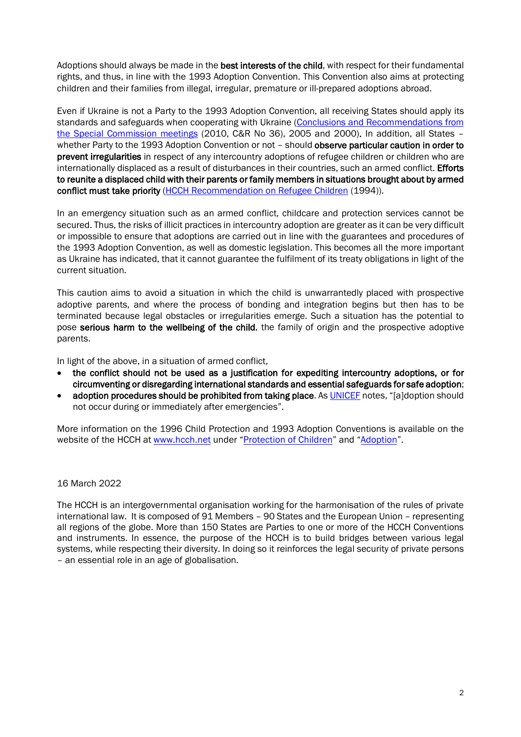Adoptions should always be made in the **best interests of the child**, with respect for their fundamental rights, and thus, in line with the 1993 Adoption Convention. This Convention also aims at protecting children and their families from illegal, irregular, premature or ill-prepared adoptions abroad.

Even if Ukraine is not a Party to the 1993 Adoption Convention, all receiving States should apply its standards and safeguards when cooperating with Ukraine (Conclusions and Recommendations from the Special Commission meetings (2010, C&R No 36), 2005 and 2000). In addition, all States – whether Party to the 1993 Adoption Convention or not – should **observe particular caution in order to prevent irregularities** in respect of any intercountry adoptions of refugee children or children who are internationally displaced as a result of disturbances in their countries, such an armed conflict. **Efforts to reunite a displaced child with their parents or family members in situations brought about by armed conflict must take priority** (HCCH Recommendation on Refugee Children (1994)).

In an emergency situation such as an armed conflict, childcare and protection services cannot be secured. Thus, the risks of illicit practices in intercountry adoption are greater as it can be very difficult or impossible to ensure that adoptions are carried out in line with the guarantees and procedures of the 1993 Adoption Convention, as well as domestic legislation. This becomes all the more important as Ukraine has indicated, that it cannot guarantee the fulfilment of its treaty obligations in light of the current situation.

This caution aims to avoid a situation in which the child is unwarrantedly placed with prospective adoptive parents, and where the process of bonding and integration begins but then has to be terminated because legal obstacles or irregularities emerge. Such a situation has the potential to pose **serious harm to the wellbeing of the child**, the family of origin and the prospective adoptive parents.

In light of the above, in a situation of armed conflict,

- **the conflict should not be used as a justification for expediting intercountry adoptions, or for circumventing or disregarding international standards and essential safeguards for safe adoption**;
- **adoption procedures should be prohibited from taking place**. As UNICEF notes, "[a]doption should not occur during or immediately after emergencies".

More information on the 1996 Child Protection and 1993 Adoption Conventions is available on the website of the HCCH at www.hcch.net under "Protection of Children" and "Adoption".

16 March 2022

The HCCH is an intergovernmental organisation working for the harmonisation of the rules of private international law. It is composed of 91 Members – 90 States and the European Union – representing all regions of the globe. More than 150 States are Parties to one or more of the HCCH Conventions and instruments. In essence, the purpose of the HCCH is to build bridges between various legal systems, while respecting their diversity. In doing so it reinforces the legal security of private persons – an essential role in an age of globalisation.